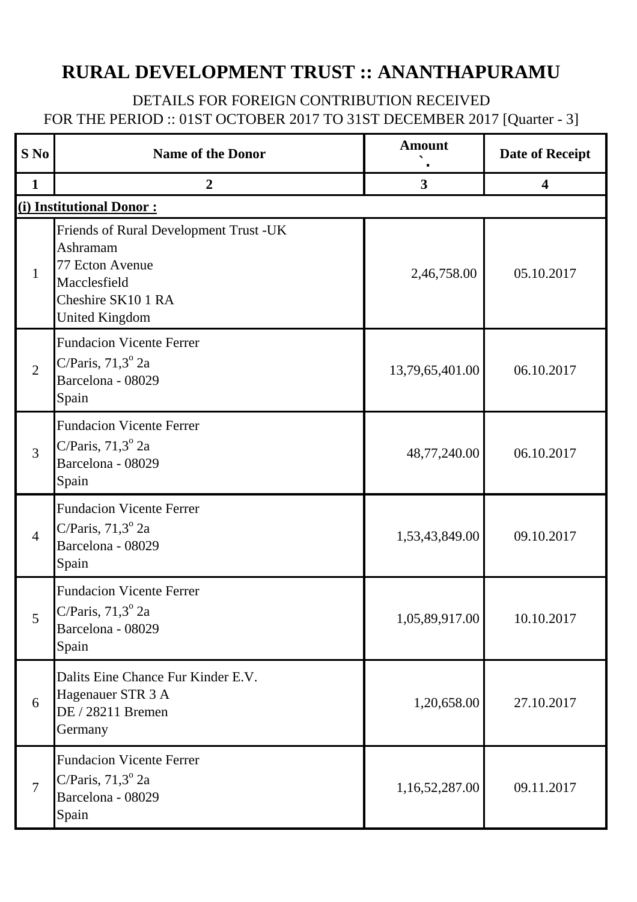# RURAL DEVELOPMENT TRUST :: ANANTHAPURAMU

DETAILS FOR FOREIGN CONTRIBUTION RECEIVED

FOR THE PERIOD :: 01ST OCTOBER 2017 TO 31ST DECEMBER 2017 [Quarter - 3]

| S No | Name of the Donor | Amount ` | Date of Receipt |
|---|---|---|---|
| 1 | 2 | 3 | 4 |
| **(i) Institutional Donor :** | | | |
| 1 | Friends of Rural Development Trust -UK<br>Ashramam<br>77 Ecton Avenue<br>Macclesfield<br>Cheshire SK10 1 RA<br>United Kingdom | 2,46,758.00 | 05.10.2017 |
| 2 | Fundacion Vicente Ferrer<br>C/Paris, 71,3º 2a<br>Barcelona - 08029<br>Spain | 13,79,65,401.00 | 06.10.2017 |
| 3 | Fundacion Vicente Ferrer<br>C/Paris, 71,3º 2a<br>Barcelona - 08029<br>Spain | 48,77,240.00 | 06.10.2017 |
| 4 | Fundacion Vicente Ferrer<br>C/Paris, 71,3º 2a<br>Barcelona - 08029<br>Spain | 1,53,43,849.00 | 09.10.2017 |
| 5 | Fundacion Vicente Ferrer<br>C/Paris, 71,3º 2a<br>Barcelona - 08029<br>Spain | 1,05,89,917.00 | 10.10.2017 |
| 6 | Dalits Eine Chance Fur Kinder E.V.<br>Hagenauer STR 3 A<br>DE / 28211 Bremen<br>Germany | 1,20,658.00 | 27.10.2017 |
| 7 | Fundacion Vicente Ferrer<br>C/Paris, 71,3º 2a<br>Barcelona - 08029<br>Spain | 1,16,52,287.00 | 09.11.2017 |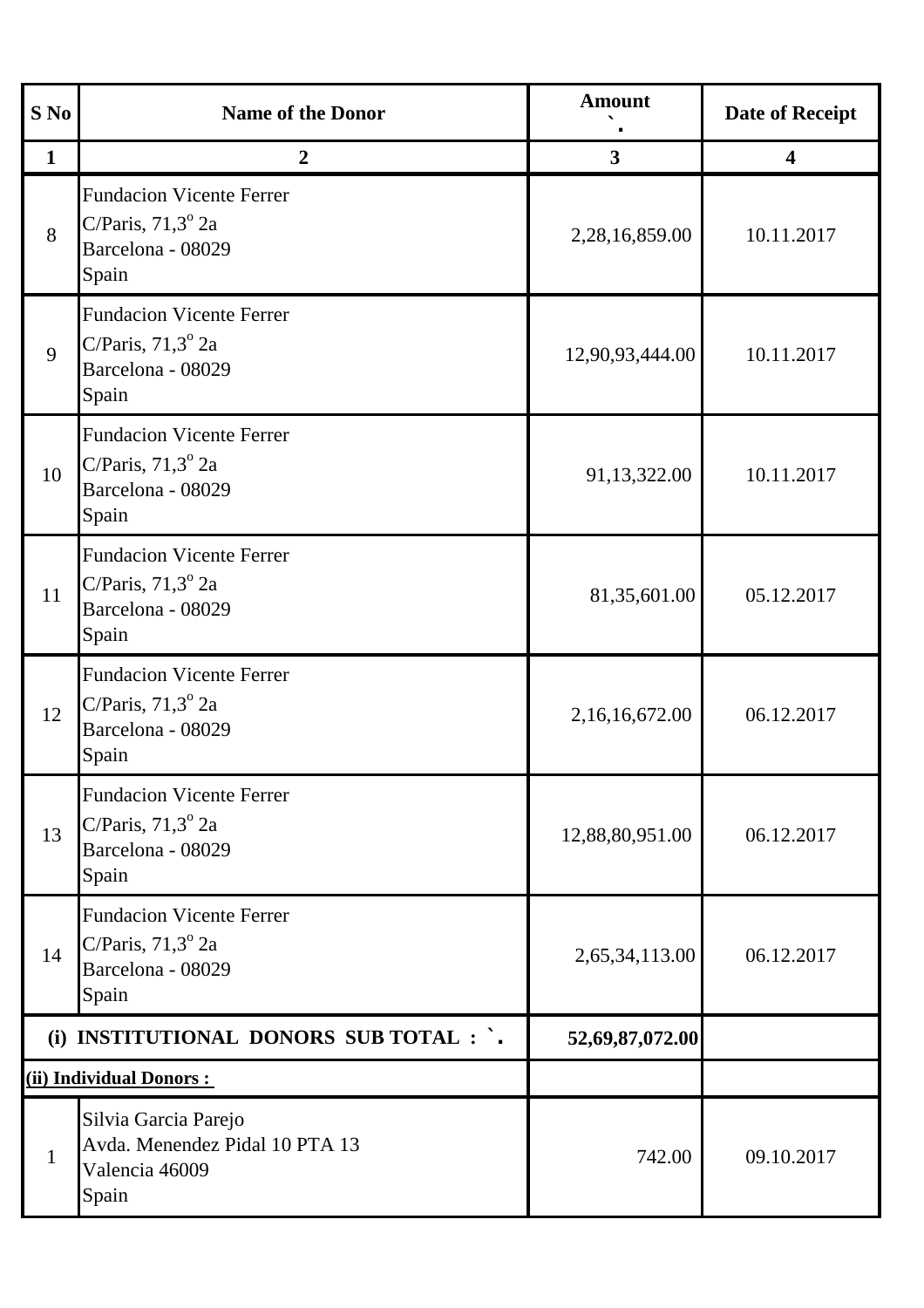| S No | Name of the Donor | Amount ` | Date of Receipt |
|---|---|---|---|
| 1 | 2 | 3 | 4 |
| 8 | Fundacion Vicente Ferrer<br>C/Paris, 71,3° 2a<br>Barcelona - 08029<br>Spain | 2,28,16,859.00 | 10.11.2017 |
| 9 | Fundacion Vicente Ferrer<br>C/Paris, 71,3° 2a<br>Barcelona - 08029<br>Spain | 12,90,93,444.00 | 10.11.2017 |
| 10 | Fundacion Vicente Ferrer<br>C/Paris, 71,3° 2a<br>Barcelona - 08029<br>Spain | 91,13,322.00 | 10.11.2017 |
| 11 | Fundacion Vicente Ferrer<br>C/Paris, 71,3° 2a<br>Barcelona - 08029<br>Spain | 81,35,601.00 | 05.12.2017 |
| 12 | Fundacion Vicente Ferrer<br>C/Paris, 71,3° 2a<br>Barcelona - 08029<br>Spain | 2,16,16,672.00 | 06.12.2017 |
| 13 | Fundacion Vicente Ferrer<br>C/Paris, 71,3° 2a<br>Barcelona - 08029<br>Spain | 12,88,80,951.00 | 06.12.2017 |
| 14 | Fundacion Vicente Ferrer<br>C/Paris, 71,3° 2a<br>Barcelona - 08029<br>Spain | 2,65,34,113.00 | 06.12.2017 |
| **(i) INSTITUTIONAL DONORS SUB TOTAL : `.** | | **52,69,87,072.00** | |
| **(ii) Individual Donors :** | | | |
| 1 | Silvia Garcia Parejo<br>Avda. Menendez Pidal 10 PTA 13<br>Valencia 46009<br>Spain | 742.00 | 09.10.2017 |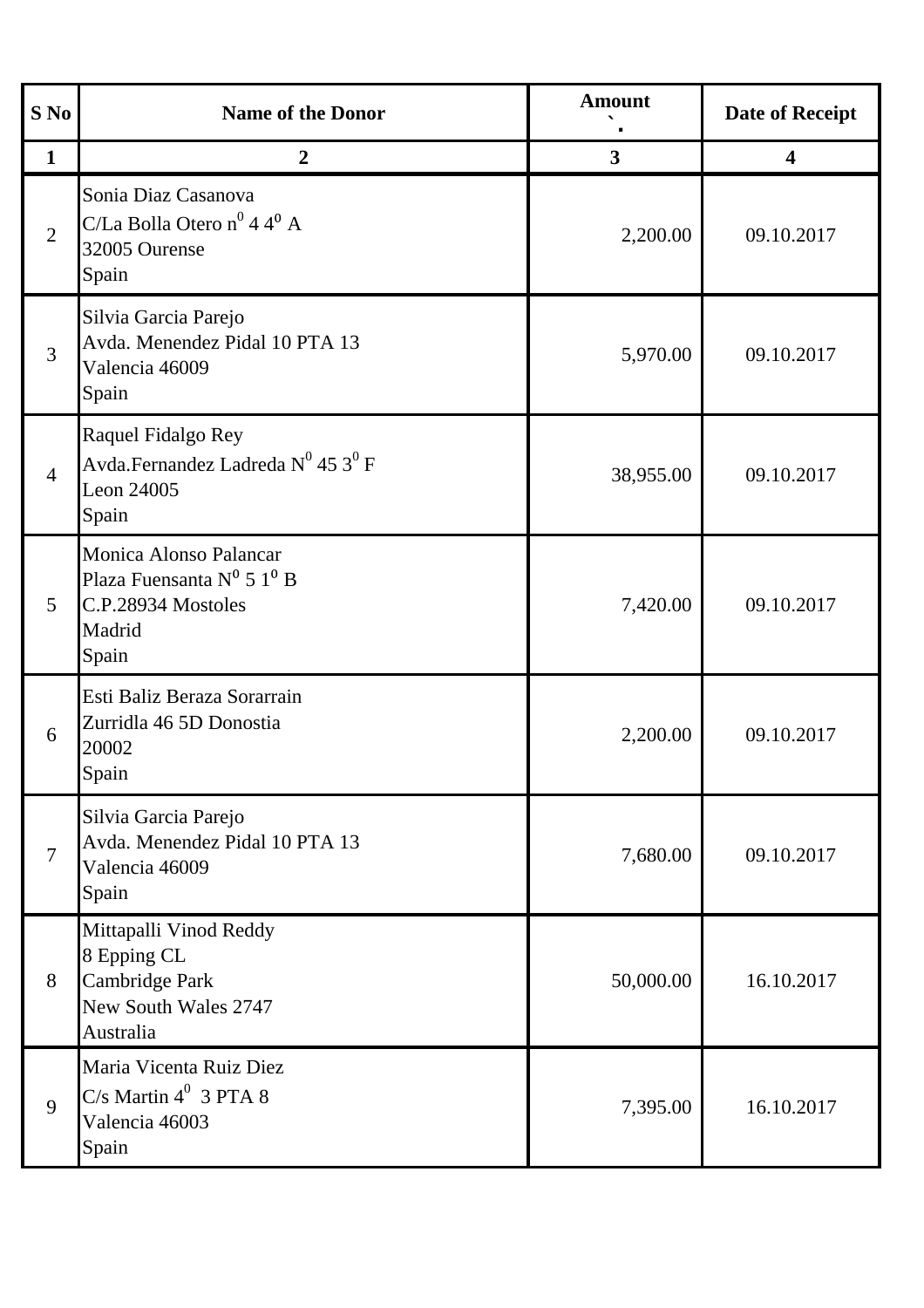| S No | Name of the Donor | Amount ` | Date of Receipt |
|---|---|---|---|
| 1 | 2 | 3 | 4 |
| 2 | Sonia Diaz Casanova<br>C/La Bolla Otero n$^{0}$ 4 4$^{0}$ A<br>32005 Ourense<br>Spain | 2,200.00 | 09.10.2017 |
| 3 | Silvia Garcia Parejo<br>Avda. Menendez Pidal 10 PTA 13<br>Valencia 46009<br>Spain | 5,970.00 | 09.10.2017 |
| 4 | Raquel Fidalgo Rey<br>Avda.Fernandez Ladreda N$^{0}$ 45 3$^{0}$ F<br>Leon 24005<br>Spain | 38,955.00 | 09.10.2017 |
| 5 | Monica Alonso Palancar<br>Plaza Fuensanta N$^{0}$ 5 1$^{0}$ B<br>C.P.28934 Mostoles<br>Madrid<br>Spain | 7,420.00 | 09.10.2017 |
| 6 | Esti Baliz Beraza Sorarrain<br>Zurridla 46 5D Donostia<br>20002<br>Spain | 2,200.00 | 09.10.2017 |
| 7 | Silvia Garcia Parejo<br>Avda. Menendez Pidal 10 PTA 13<br>Valencia 46009<br>Spain | 7,680.00 | 09.10.2017 |
| 8 | Mittapalli Vinod Reddy<br>8 Epping CL<br>Cambridge Park<br>New South Wales 2747<br>Australia | 50,000.00 | 16.10.2017 |
| 9 | Maria Vicenta Ruiz Diez<br>C/s Martin 4$^{0}$ 3 PTA 8<br>Valencia 46003<br>Spain | 7,395.00 | 16.10.2017 |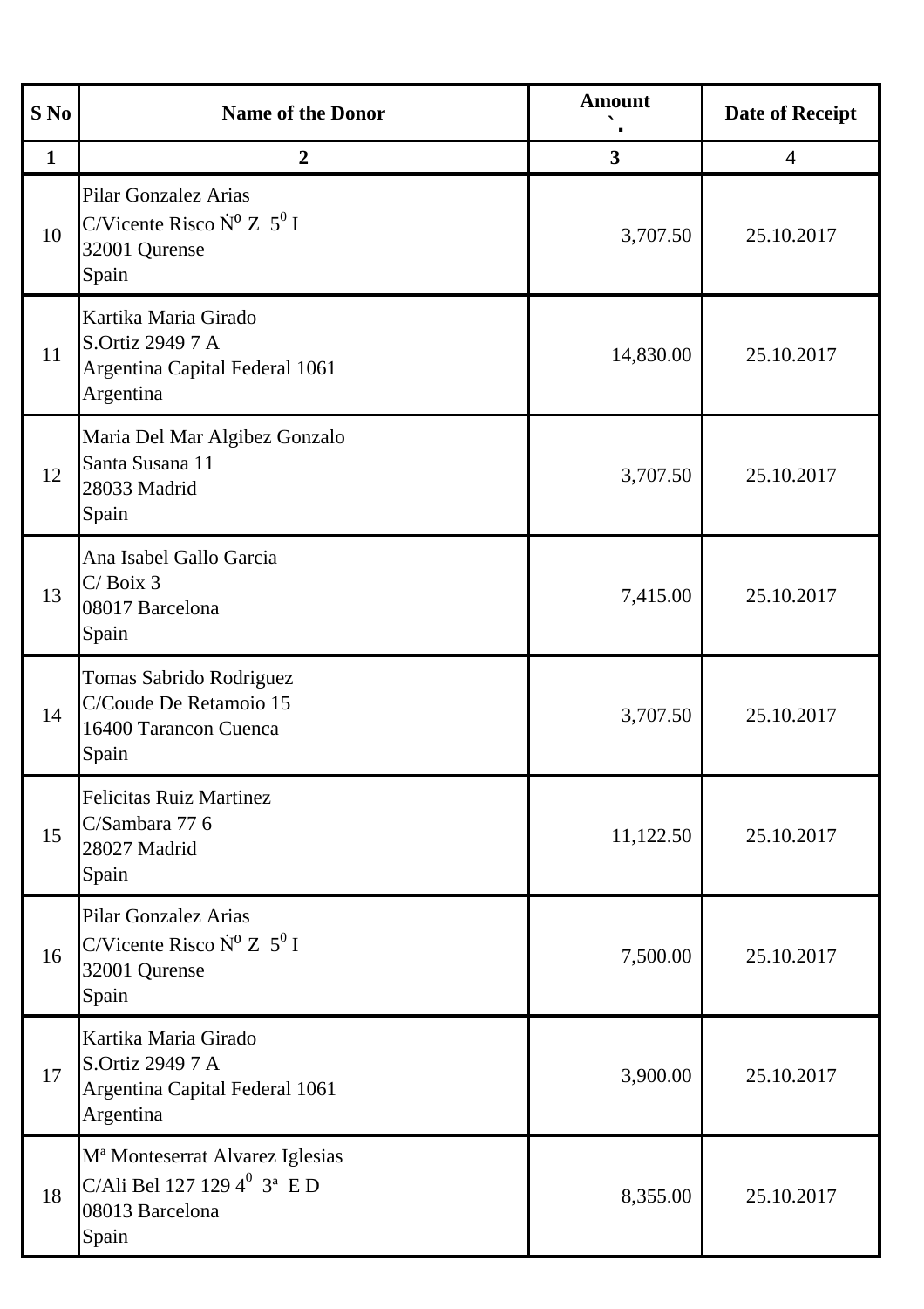| S No | Name of the Donor | Amount ` | Date of Receipt |
|---|---|---|---|
| 1 | 2 | 3 | 4 |
| 10 | Pilar Gonzalez Arias<br>C/Vicente Risco Ṅ⁰ Z 5⁰ I<br>32001 Qurense<br>Spain | 3,707.50 | 25.10.2017 |
| 11 | Kartika Maria Girado<br>S.Ortiz 2949 7 A<br>Argentina Capital Federal 1061<br>Argentina | 14,830.00 | 25.10.2017 |
| 12 | Maria Del Mar Algibez Gonzalo<br>Santa Susana 11<br>28033 Madrid<br>Spain | 3,707.50 | 25.10.2017 |
| 13 | Ana Isabel Gallo Garcia<br>C/ Boix 3<br>08017 Barcelona<br>Spain | 7,415.00 | 25.10.2017 |
| 14 | Tomas Sabrido Rodriguez<br>C/Coude De Retamoio 15<br>16400 Tarancon Cuenca<br>Spain | 3,707.50 | 25.10.2017 |
| 15 | Felicitas Ruiz Martinez<br>C/Sambara 77 6<br>28027 Madrid<br>Spain | 11,122.50 | 25.10.2017 |
| 16 | Pilar Gonzalez Arias<br>C/Vicente Risco Ṅ⁰ Z 5⁰ I<br>32001 Qurense<br>Spain | 7,500.00 | 25.10.2017 |
| 17 | Kartika Maria Girado<br>S.Ortiz 2949 7 A<br>Argentina Capital Federal 1061<br>Argentina | 3,900.00 | 25.10.2017 |
| 18 | Mª Monteserrat Alvarez Iglesias<br>C/Ali Bel 127 129 4⁰ 3ª E D<br>08013 Barcelona<br>Spain | 8,355.00 | 25.10.2017 |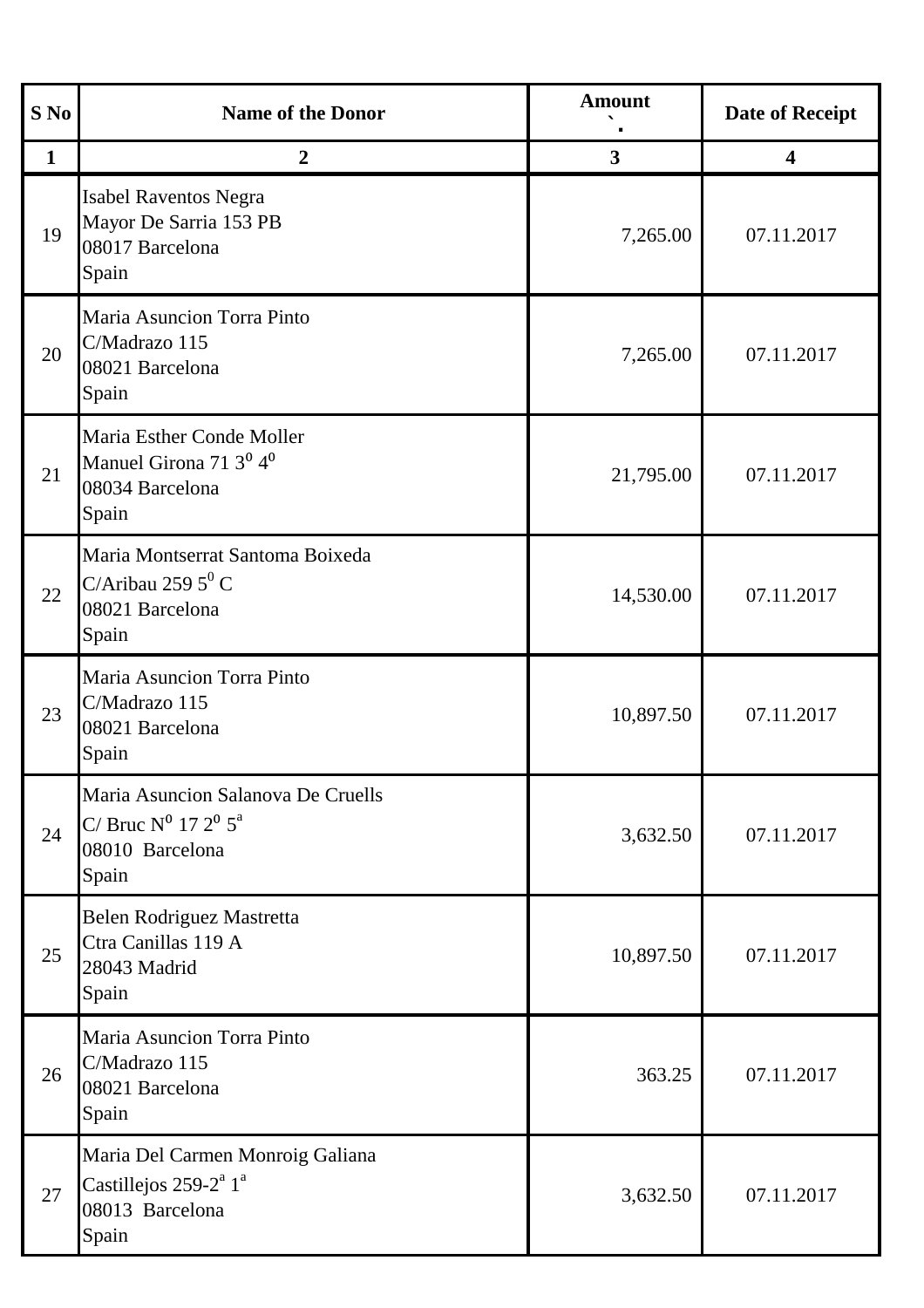| S No | Name of the Donor | Amount ` | Date of Receipt |
|---|---|---|---|
| 1 | 2 | 3 | 4 |
| 19 | Isabel Raventos Negra<br>Mayor De Sarria 153 PB<br>08017 Barcelona<br>Spain | 7,265.00 | 07.11.2017 |
| 20 | Maria Asuncion Torra Pinto<br>C/Madrazo 115<br>08021 Barcelona<br>Spain | 7,265.00 | 07.11.2017 |
| 21 | Maria Esther Conde Moller<br>Manuel Girona 71 3º 4º<br>08034 Barcelona<br>Spain | 21,795.00 | 07.11.2017 |
| 22 | Maria Montserrat Santoma Boixeda<br>C/Aribau 259 5º C<br>08021 Barcelona<br>Spain | 14,530.00 | 07.11.2017 |
| 23 | Maria Asuncion Torra Pinto<br>C/Madrazo 115<br>08021 Barcelona<br>Spain | 10,897.50 | 07.11.2017 |
| 24 | Maria Asuncion Salanova De Cruells<br>C/ Bruc Nº 17 2º 5ª<br>08010 Barcelona<br>Spain | 3,632.50 | 07.11.2017 |
| 25 | Belen Rodriguez Mastretta<br>Ctra Canillas 119 A<br>28043 Madrid<br>Spain | 10,897.50 | 07.11.2017 |
| 26 | Maria Asuncion Torra Pinto<br>C/Madrazo 115<br>08021 Barcelona<br>Spain | 363.25 | 07.11.2017 |
| 27 | Maria Del Carmen Monroig Galiana<br>Castillejos 259-2ª 1ª<br>08013 Barcelona<br>Spain | 3,632.50 | 07.11.2017 |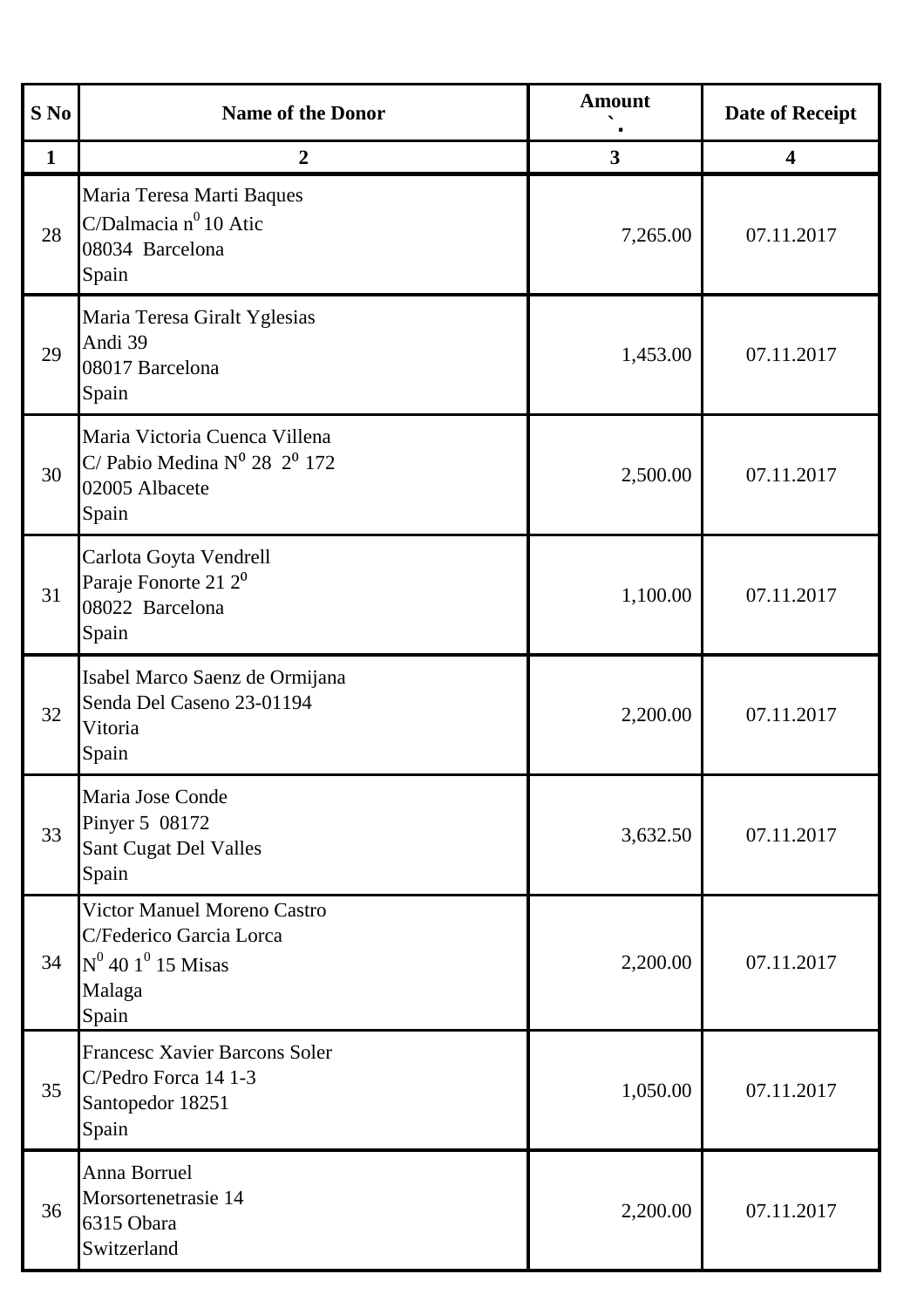| S No | Name of the Donor | Amount ` | Date of Receipt |
|---|---|---|---|
| 1 | 2 | 3 | 4 |
| 28 | Maria Teresa Marti Baques<br>C/Dalmacia n$^{0}$ 10 Atic<br>08034 Barcelona<br>Spain | 7,265.00 | 07.11.2017 |
| 29 | Maria Teresa Giralt Yglesias<br>Andi 39<br>08017 Barcelona<br>Spain | 1,453.00 | 07.11.2017 |
| 30 | Maria Victoria Cuenca Villena<br>C/ Pabio Medina N$^{0}$ 28 2$^{0}$ 172<br>02005 Albacete<br>Spain | 2,500.00 | 07.11.2017 |
| 31 | Carlota Goyta Vendrell<br>Paraje Fonorte 21 2$^{0}$<br>08022 Barcelona<br>Spain | 1,100.00 | 07.11.2017 |
| 32 | Isabel Marco Saenz de Ormijana<br>Senda Del Caseno 23-01194<br>Vitoria<br>Spain | 2,200.00 | 07.11.2017 |
| 33 | Maria Jose Conde<br>Pinyer 5 08172<br>Sant Cugat Del Valles<br>Spain | 3,632.50 | 07.11.2017 |
| 34 | Victor Manuel Moreno Castro<br>C/Federico Garcia Lorca<br>N$^{0}$ 40 1$^{0}$ 15 Misas<br>Malaga<br>Spain | 2,200.00 | 07.11.2017 |
| 35 | Francesc Xavier Barcons Soler<br>C/Pedro Forca 14 1-3<br>Santopedor 18251<br>Spain | 1,050.00 | 07.11.2017 |
| 36 | Anna Borruel<br>Morsortenetrasie 14<br>6315 Obara<br>Switzerland | 2,200.00 | 07.11.2017 |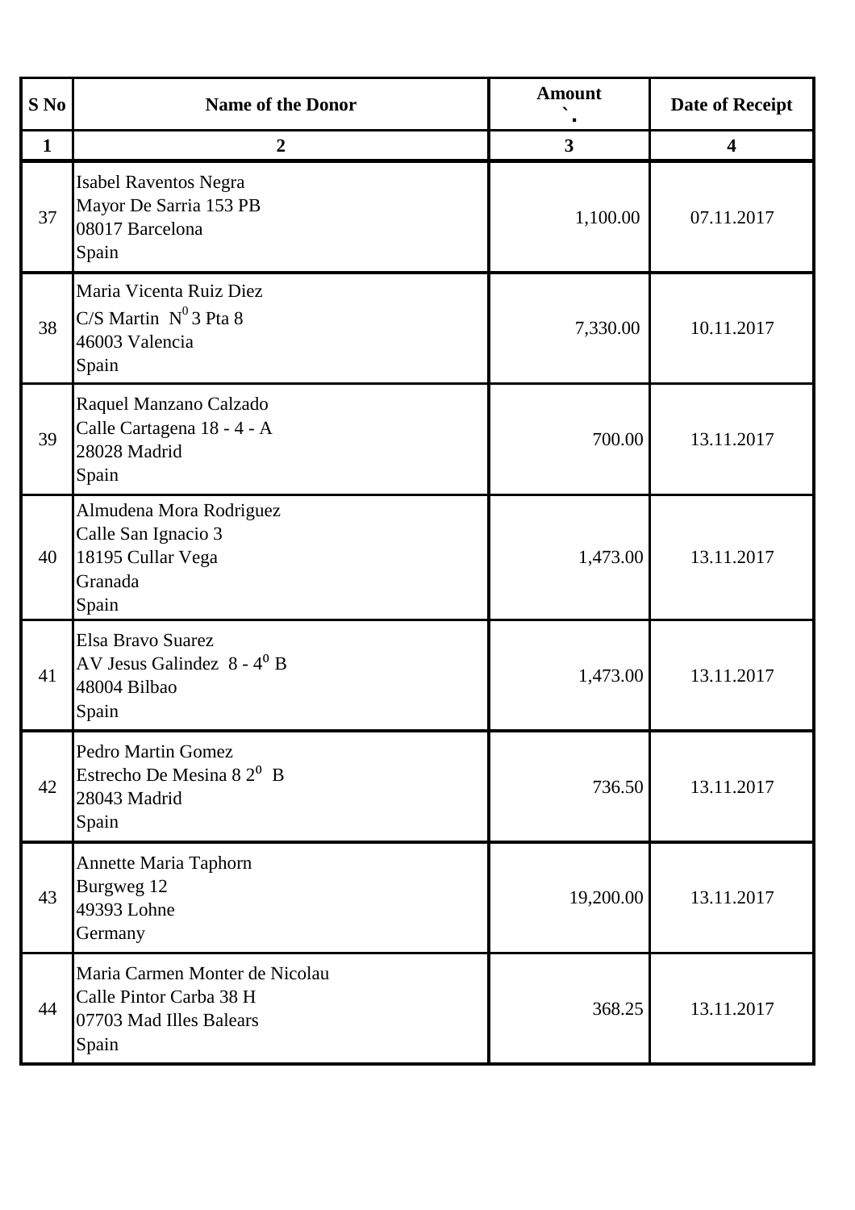| S No | Name of the Donor | Amount ` | Date of Receipt |
|---|---|---|---|
| 1 | 2 | 3 | 4 |
| 37 | Isabel Raventos Negra<br>Mayor De Sarria 153 PB<br>08017 Barcelona<br>Spain | 1,100.00 | 07.11.2017 |
| 38 | Maria Vicenta Ruiz Diez<br>C/S Martin N$^0$ 3 Pta 8<br>46003 Valencia<br>Spain | 7,330.00 | 10.11.2017 |
| 39 | Raquel Manzano Calzado<br>Calle Cartagena 18 - 4 - A<br>28028 Madrid<br>Spain | 700.00 | 13.11.2017 |
| 40 | Almudena Mora Rodriguez<br>Calle San Ignacio 3<br>18195 Cullar Vega<br>Granada<br>Spain | 1,473.00 | 13.11.2017 |
| 41 | Elsa Bravo Suarez<br>AV Jesus Galindez 8 - 4$^0$ B<br>48004 Bilbao<br>Spain | 1,473.00 | 13.11.2017 |
| 42 | Pedro Martin Gomez<br>Estrecho De Mesina 8 2$^0$ B<br>28043 Madrid<br>Spain | 736.50 | 13.11.2017 |
| 43 | Annette Maria Taphorn<br>Burgweg 12<br>49393 Lohne<br>Germany | 19,200.00 | 13.11.2017 |
| 44 | Maria Carmen Monter de Nicolau<br>Calle Pintor Carba 38 H<br>07703 Mad Illes Balears<br>Spain | 368.25 | 13.11.2017 |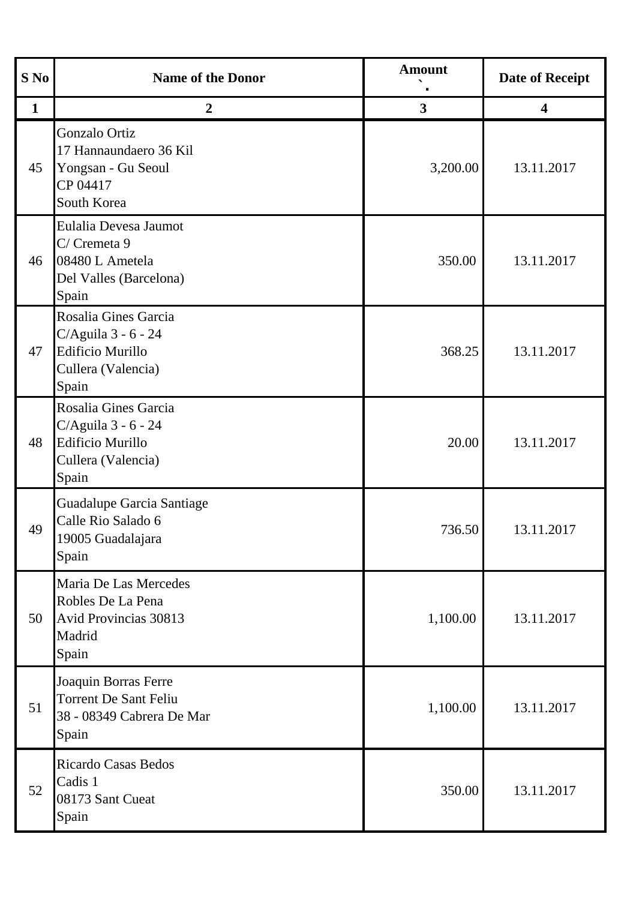| S No | Name of the Donor | Amount ` | Date of Receipt |
|---|---|---|---|
| 1 | 2 | 3 | 4 |
| 45 | Gonzalo Ortiz<br>17 Hannaundaero 36 Kil<br>Yongsan - Gu Seoul<br>CP 04417<br>South Korea | 3,200.00 | 13.11.2017 |
| 46 | Eulalia Devesa Jaumot<br>C/ Cremeta 9<br>08480 L Ametela<br>Del Valles (Barcelona)<br>Spain | 350.00 | 13.11.2017 |
| 47 | Rosalia Gines Garcia<br>C/Aguila 3 - 6 - 24<br>Edificio Murillo<br>Cullera (Valencia)<br>Spain | 368.25 | 13.11.2017 |
| 48 | Rosalia Gines Garcia<br>C/Aguila 3 - 6 - 24<br>Edificio Murillo<br>Cullera (Valencia)<br>Spain | 20.00 | 13.11.2017 |
| 49 | Guadalupe Garcia Santiage<br>Calle Rio Salado 6<br>19005 Guadalajara<br>Spain | 736.50 | 13.11.2017 |
| 50 | Maria De Las Mercedes<br>Robles De La Pena<br>Avid Provincias 30813<br>Madrid<br>Spain | 1,100.00 | 13.11.2017 |
| 51 | Joaquin Borras Ferre<br>Torrent De Sant Feliu<br>38 - 08349 Cabrera De Mar<br>Spain | 1,100.00 | 13.11.2017 |
| 52 | Ricardo Casas Bedos<br>Cadis 1<br>08173 Sant Cueat<br>Spain | 350.00 | 13.11.2017 |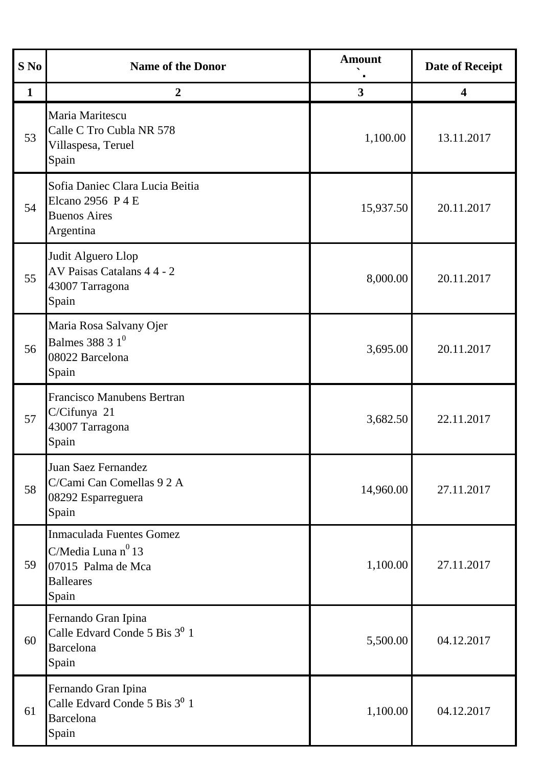| S No | Name of the Donor | Amount ` . | Date of Receipt |
|---|---|---|---|
| **1** | **2** | **3** | **4** |
| 53 | Maria Maritescu<br>Calle C Tro Cubla NR 578<br>Villaspesa, Teruel<br>Spain | 1,100.00 | 13.11.2017 |
| 54 | Sofia Daniec Clara Lucia Beitia<br>Elcano 2956 P 4 E<br>Buenos Aires<br>Argentina | 15,937.50 | 20.11.2017 |
| 55 | Judit Alguero Llop<br>AV Paisas Catalans 4 4 - 2<br>43007 Tarragona<br>Spain | 8,000.00 | 20.11.2017 |
| 56 | Maria Rosa Salvany Ojer<br>Balmes 388 3 $1^0$<br>08022 Barcelona<br>Spain | 3,695.00 | 20.11.2017 |
| 57 | Francisco Manubens Bertran<br>C/Cifunya 21<br>43007 Tarragona<br>Spain | 3,682.50 | 22.11.2017 |
| 58 | Juan Saez Fernandez<br>C/Cami Can Comellas 9 2 A<br>08292 Esparreguera<br>Spain | 14,960.00 | 27.11.2017 |
| 59 | Inmaculada Fuentes Gomez<br>C/Media Luna $n^0$ 13<br>07015 Palma de Mca<br>Balleares<br>Spain | 1,100.00 | 27.11.2017 |
| 60 | Fernando Gran Ipina<br>Calle Edvard Conde 5 Bis $3^0$ 1<br>Barcelona<br>Spain | 5,500.00 | 04.12.2017 |
| 61 | Fernando Gran Ipina<br>Calle Edvard Conde 5 Bis $3^0$ 1<br>Barcelona<br>Spain | 1,100.00 | 04.12.2017 |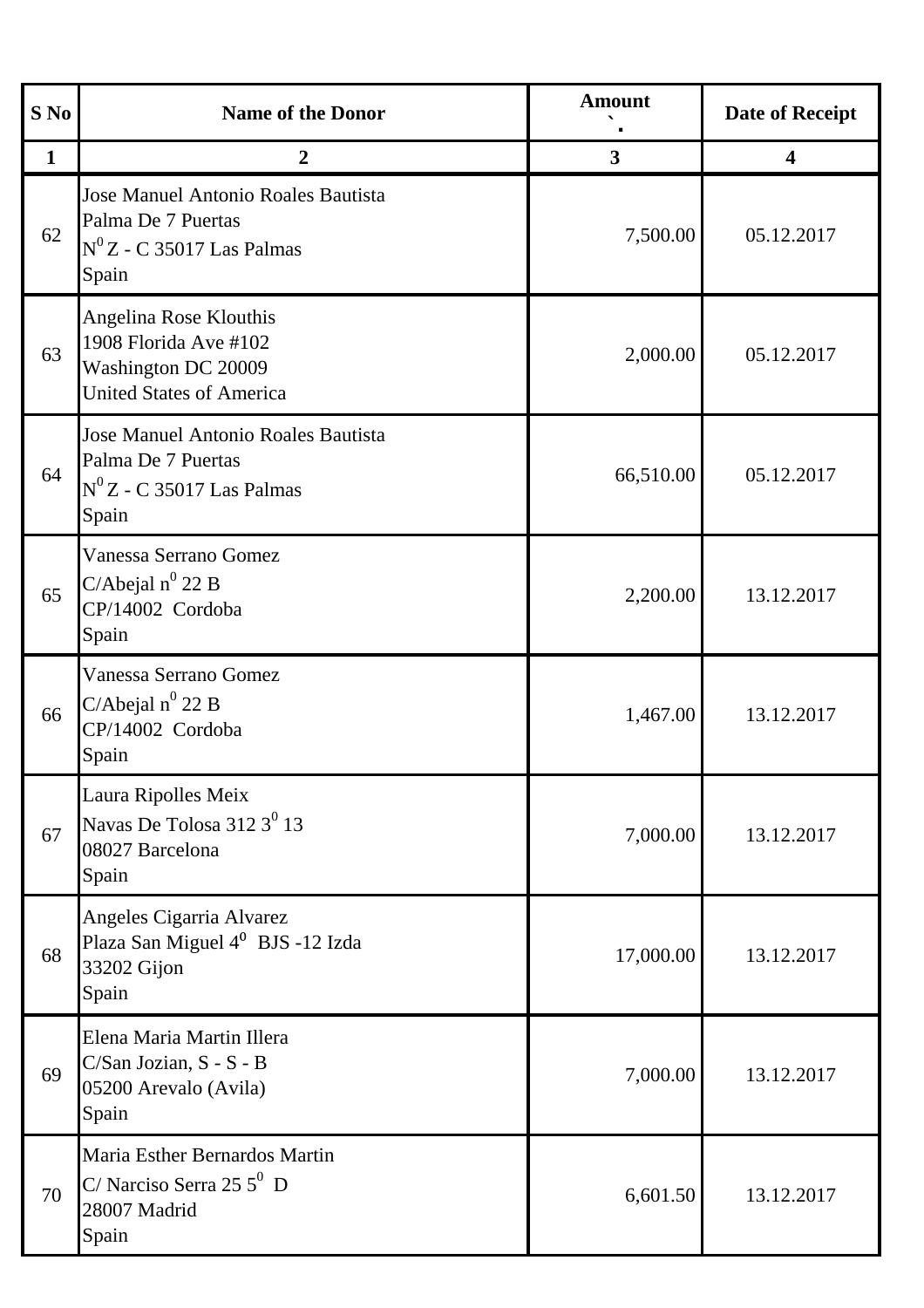| S No | Name of the Donor | Amount ` | Date of Receipt |
|---|---|---|---|
| 1 | 2 | 3 | 4 |
| 62 | Jose Manuel Antonio Roales Bautista<br>Palma De 7 Puertas<br>N$^0$ Z - C 35017 Las Palmas<br>Spain | 7,500.00 | 05.12.2017 |
| 63 | Angelina Rose Klouthis<br>1908 Florida Ave #102<br>Washington DC 20009<br>United States of America | 2,000.00 | 05.12.2017 |
| 64 | Jose Manuel Antonio Roales Bautista<br>Palma De 7 Puertas<br>N$^0$ Z - C 35017 Las Palmas<br>Spain | 66,510.00 | 05.12.2017 |
| 65 | Vanessa Serrano Gomez<br>C/Abejal n$^0$ 22 B<br>CP/14002 Cordoba<br>Spain | 2,200.00 | 13.12.2017 |
| 66 | Vanessa Serrano Gomez<br>C/Abejal n$^0$ 22 B<br>CP/14002 Cordoba<br>Spain | 1,467.00 | 13.12.2017 |
| 67 | Laura Ripolles Meix<br>Navas De Tolosa 312 3$^0$ 13<br>08027 Barcelona<br>Spain | 7,000.00 | 13.12.2017 |
| 68 | Angeles Cigarria Alvarez<br>Plaza San Miguel 4$^0$ BJS -12 Izda<br>33202 Gijon<br>Spain | 17,000.00 | 13.12.2017 |
| 69 | Elena Maria Martin Illera<br>C/San Jozian, S - S - B<br>05200 Arevalo (Avila)<br>Spain | 7,000.00 | 13.12.2017 |
| 70 | Maria Esther Bernardos Martin<br>C/ Narciso Serra 25 5$^0$ D<br>28007 Madrid<br>Spain | 6,601.50 | 13.12.2017 |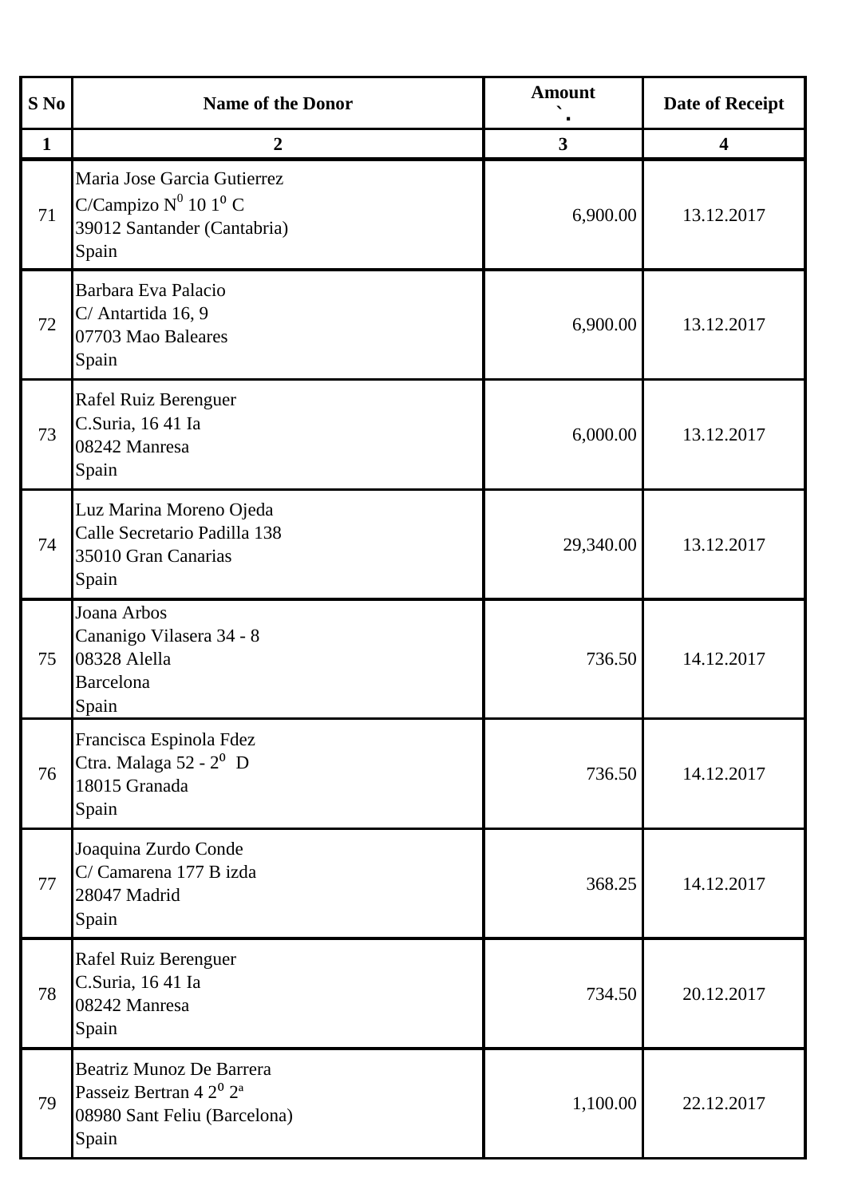| S No | Name of the Donor | Amount ` | Date of Receipt |
|---|---|---|---|
| 1 | 2 | 3 | 4 |
| 71 | Maria Jose Garcia Gutierrez<br>C/Campizo N$^0$ 10 1$^0$ C<br>39012 Santander (Cantabria)<br>Spain | 6,900.00 | 13.12.2017 |
| 72 | Barbara Eva Palacio<br>C/ Antartida 16, 9<br>07703 Mao Baleares<br>Spain | 6,900.00 | 13.12.2017 |
| 73 | Rafel Ruiz Berenguer<br>C.Suria, 16 41 Ia<br>08242 Manresa<br>Spain | 6,000.00 | 13.12.2017 |
| 74 | Luz Marina Moreno Ojeda<br>Calle Secretario Padilla 138<br>35010 Gran Canarias<br>Spain | 29,340.00 | 13.12.2017 |
| 75 | Joana Arbos<br>Cananigo Vilasera 34 - 8<br>08328 Alella<br>Barcelona<br>Spain | 736.50 | 14.12.2017 |
| 76 | Francisca Espinola Fdez<br>Ctra. Malaga 52 - 2$^0$ D<br>18015 Granada<br>Spain | 736.50 | 14.12.2017 |
| 77 | Joaquina Zurdo Conde<br>C/ Camarena 177 B izda<br>28047 Madrid<br>Spain | 368.25 | 14.12.2017 |
| 78 | Rafel Ruiz Berenguer<br>C.Suria, 16 41 Ia<br>08242 Manresa<br>Spain | 734.50 | 20.12.2017 |
| 79 | Beatriz Munoz De Barrera<br>Passeiz Bertran 4 2$^0$ 2ª<br>08980 Sant Feliu (Barcelona)<br>Spain | 1,100.00 | 22.12.2017 |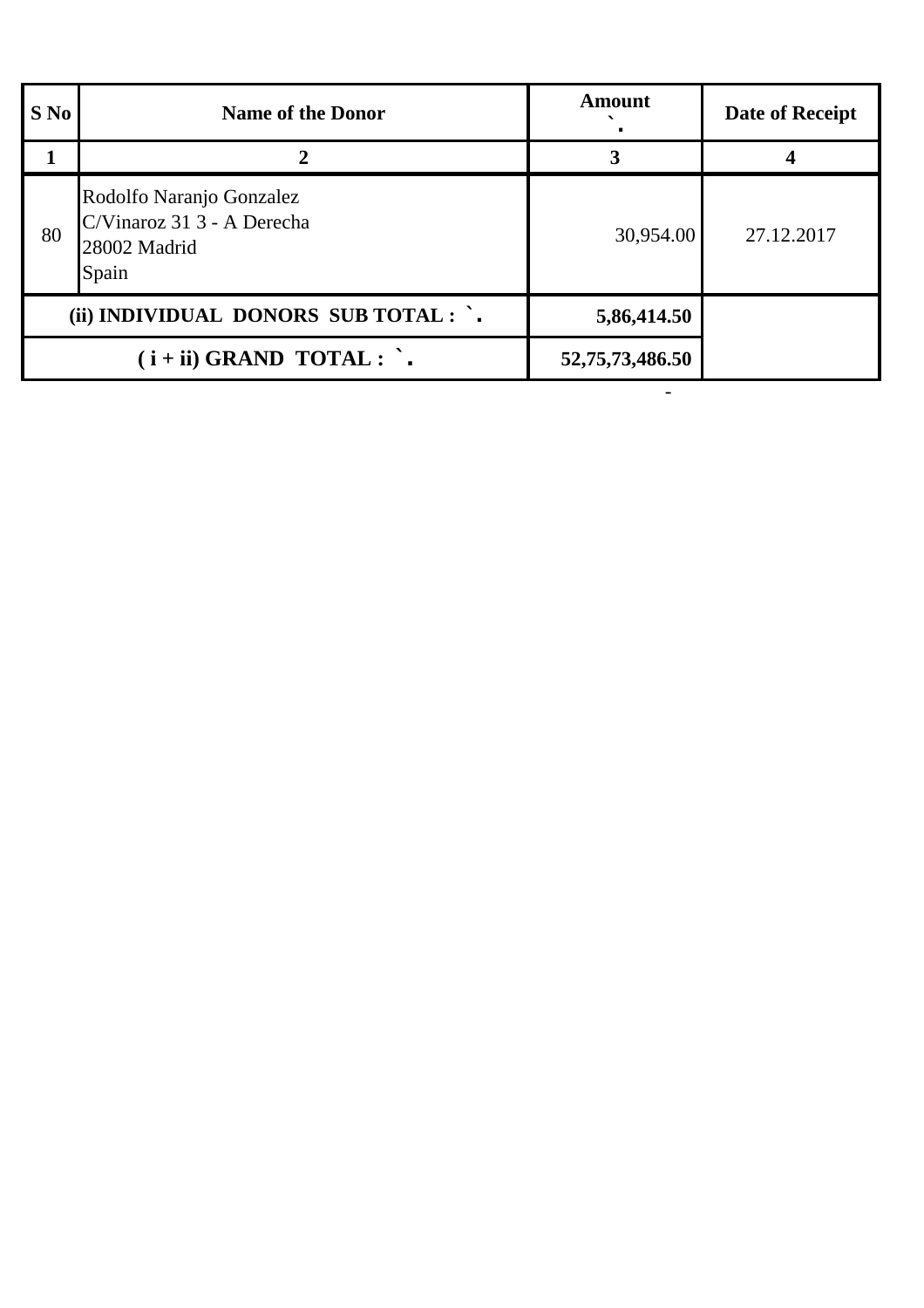| S No | Name of the Donor | Amount ` | Date of Receipt |
|---|---|---|---|
| 1 | 2 | 3 | 4 |
| 80 | Rodolfo Naranjo Gonzalez<br>C/Vinaroz 31 3 - A Derecha<br>28002 Madrid<br>Spain | 30,954.00 | 27.12.2017 |
| **(ii) INDIVIDUAL DONORS SUB TOTAL : `.** | | **5,86,414.50** | |
| **( i + ii) GRAND TOTAL : `.** | | **52,75,73,486.50** | |

-